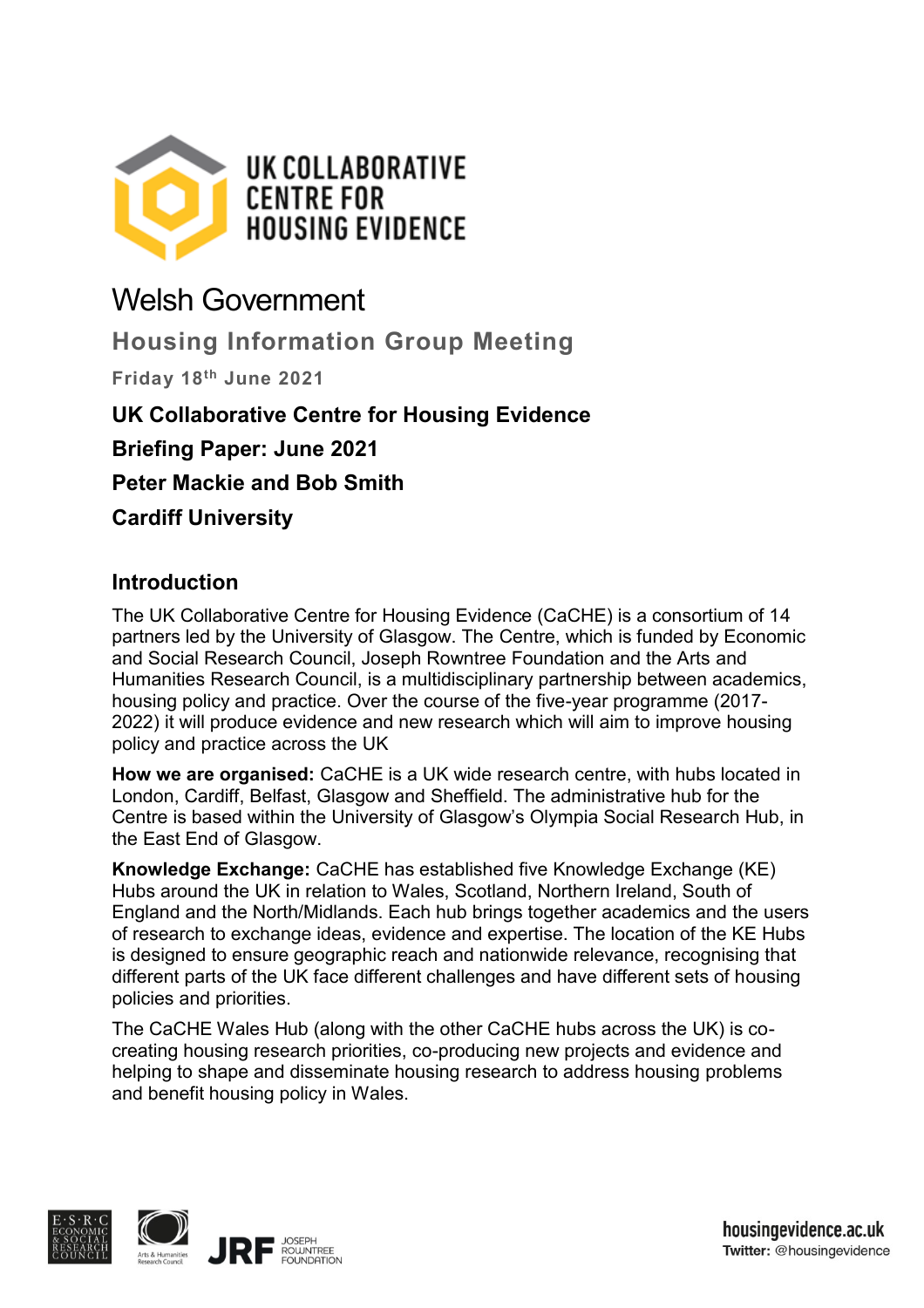UK COLLABORATIVE CENTRE FOR HOUSING EVIDENCE

# Welsh Government

## Housing Information Group Meeting

**Friday 18th June 2021**

**UK Collaborative Centre for Housing Evidence**

**Briefing Paper: June 2021**

**Peter Mackie and Bob Smith**

**Cardiff University**

## Introduction

The UK Collaborative Centre for Housing Evidence (CaCHE) is a consortium of 14 partners led by the University of Glasgow. The Centre, which is funded by Economic and Social Research Council, Joseph Rowntree Foundation and the Arts and Humanities Research Council, is a multidisciplinary partnership between academics, housing policy and practice. Over the course of the five-year programme (2017-2022) it will produce evidence and new research which will aim to improve housing policy and practice across the UK

**How we are organised:** CaCHE is a UK wide research centre, with hubs located in London, Cardiff, Belfast, Glasgow and Sheffield. The administrative hub for the Centre is based within the University of Glasgow's Olympia Social Research Hub, in the East End of Glasgow.

**Knowledge Exchange:** CaCHE has established five Knowledge Exchange (KE) Hubs around the UK in relation to Wales, Scotland, Northern Ireland, South of England and the North/Midlands. Each hub brings together academics and the users of research to exchange ideas, evidence and expertise. The location of the KE Hubs is designed to ensure geographic reach and nationwide relevance, recognising that different parts of the UK face different challenges and have different sets of housing policies and priorities.

The CaCHE Wales Hub (along with the other CaCHE hubs across the UK) is co-creating housing research priorities, co-producing new projects and evidence and helping to shape and disseminate housing research to address housing problems and benefit housing policy in Wales.

housingevidence.ac.uk
**Twitter:** @housingevidence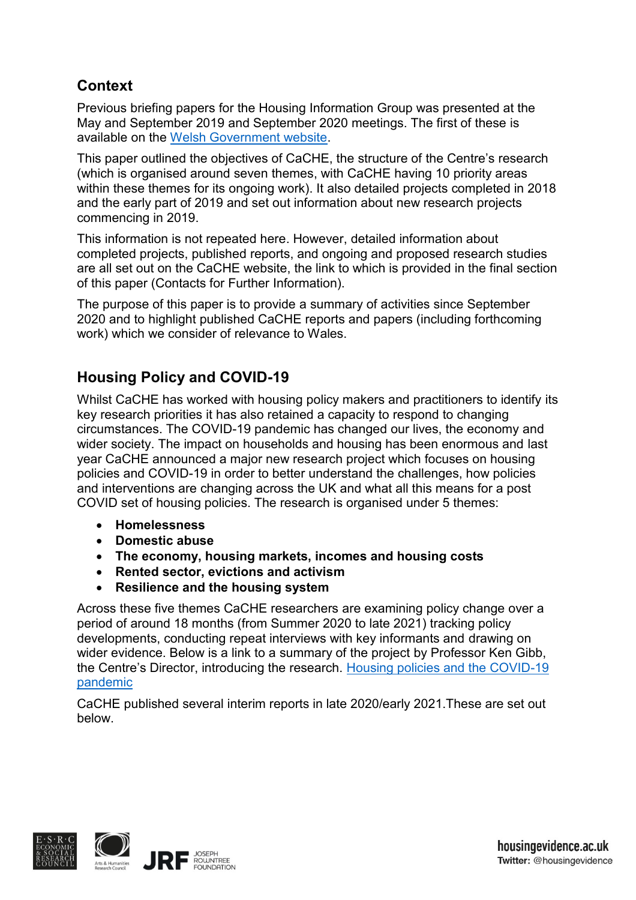## Context

Previous briefing papers for the Housing Information Group was presented at the May and September 2019 and September 2020 meetings. The first of these is available on the Welsh Government website.

This paper outlined the objectives of CaCHE, the structure of the Centre's research (which is organised around seven themes, with CaCHE having 10 priority areas within these themes for its ongoing work). It also detailed projects completed in 2018 and the early part of 2019 and set out information about new research projects commencing in 2019.

This information is not repeated here. However, detailed information about completed projects, published reports, and ongoing and proposed research studies are all set out on the CaCHE website, the link to which is provided in the final section of this paper (Contacts for Further Information).

The purpose of this paper is to provide a summary of activities since September 2020 and to highlight published CaCHE reports and papers (including forthcoming work) which we consider of relevance to Wales.

## Housing Policy and COVID-19

Whilst CaCHE has worked with housing policy makers and practitioners to identify its key research priorities it has also retained a capacity to respond to changing circumstances. The COVID-19 pandemic has changed our lives, the economy and wider society. The impact on households and housing has been enormous and last year CaCHE announced a major new research project which focuses on housing policies and COVID-19 in order to better understand the challenges, how policies and interventions are changing across the UK and what all this means for a post COVID set of housing policies. The research is organised under 5 themes:

- **Homelessness**
- **Domestic abuse**
- **The economy, housing markets, incomes and housing costs**
- **Rented sector, evictions and activism**
- **Resilience and the housing system**

Across these five themes CaCHE researchers are examining policy change over a period of around 18 months (from Summer 2020 to late 2021) tracking policy developments, conducting repeat interviews with key informants and drawing on wider evidence. Below is a link to a summary of the project by Professor Ken Gibb, the Centre's Director, introducing the research. Housing policies and the COVID-19 pandemic

CaCHE published several interim reports in late 2020/early 2021.These are set out below.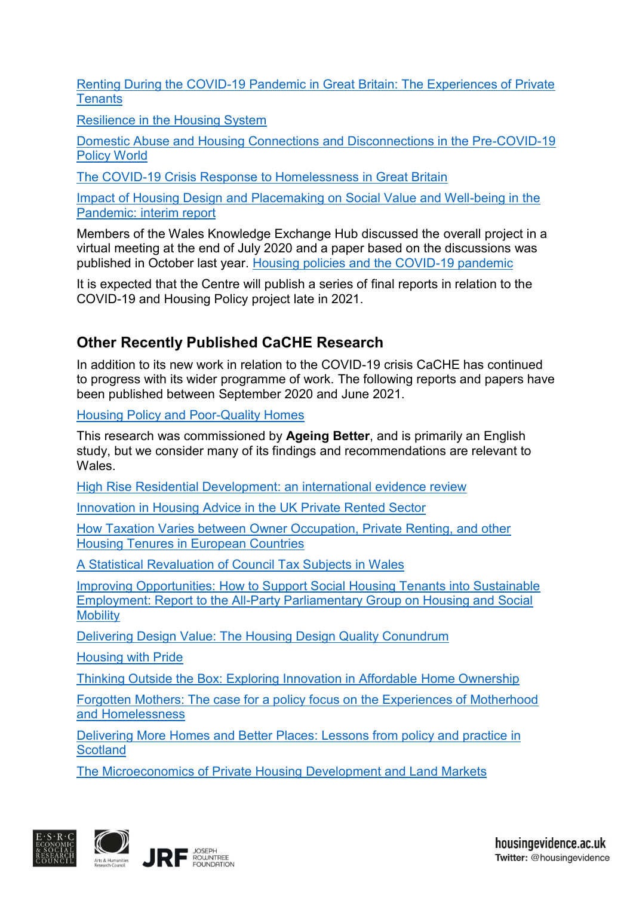Renting During the COVID-19 Pandemic in Great Britain: The Experiences of Private Tenants

Resilience in the Housing System

Domestic Abuse and Housing Connections and Disconnections in the Pre-COVID-19 Policy World

The COVID-19 Crisis Response to Homelessness in Great Britain

Impact of Housing Design and Placemaking on Social Value and Well-being in the Pandemic: interim report

Members of the Wales Knowledge Exchange Hub discussed the overall project in a virtual meeting at the end of July 2020 and a paper based on the discussions was published in October last year. Housing policies and the COVID-19 pandemic

It is expected that the Centre will publish a series of final reports in relation to the COVID-19 and Housing Policy project late in 2021.

## Other Recently Published CaCHE Research

In addition to its new work in relation to the COVID-19 crisis CaCHE has continued to progress with its wider programme of work. The following reports and papers have been published between September 2020 and June 2021.

Housing Policy and Poor-Quality Homes

This research was commissioned by **Ageing Better**, and is primarily an English study, but we consider many of its findings and recommendations are relevant to Wales.

High Rise Residential Development: an international evidence review

Innovation in Housing Advice in the UK Private Rented Sector

How Taxation Varies between Owner Occupation, Private Renting, and other Housing Tenures in European Countries

A Statistical Revaluation of Council Tax Subjects in Wales

Improving Opportunities: How to Support Social Housing Tenants into Sustainable Employment: Report to the All-Party Parliamentary Group on Housing and Social Mobility

Delivering Design Value: The Housing Design Quality Conundrum

Housing with Pride

Thinking Outside the Box: Exploring Innovation in Affordable Home Ownership

Forgotten Mothers: The case for a policy focus on the Experiences of Motherhood and Homelessness

Delivering More Homes and Better Places: Lessons from policy and practice in Scotland

The Microeconomics of Private Housing Development and Land Markets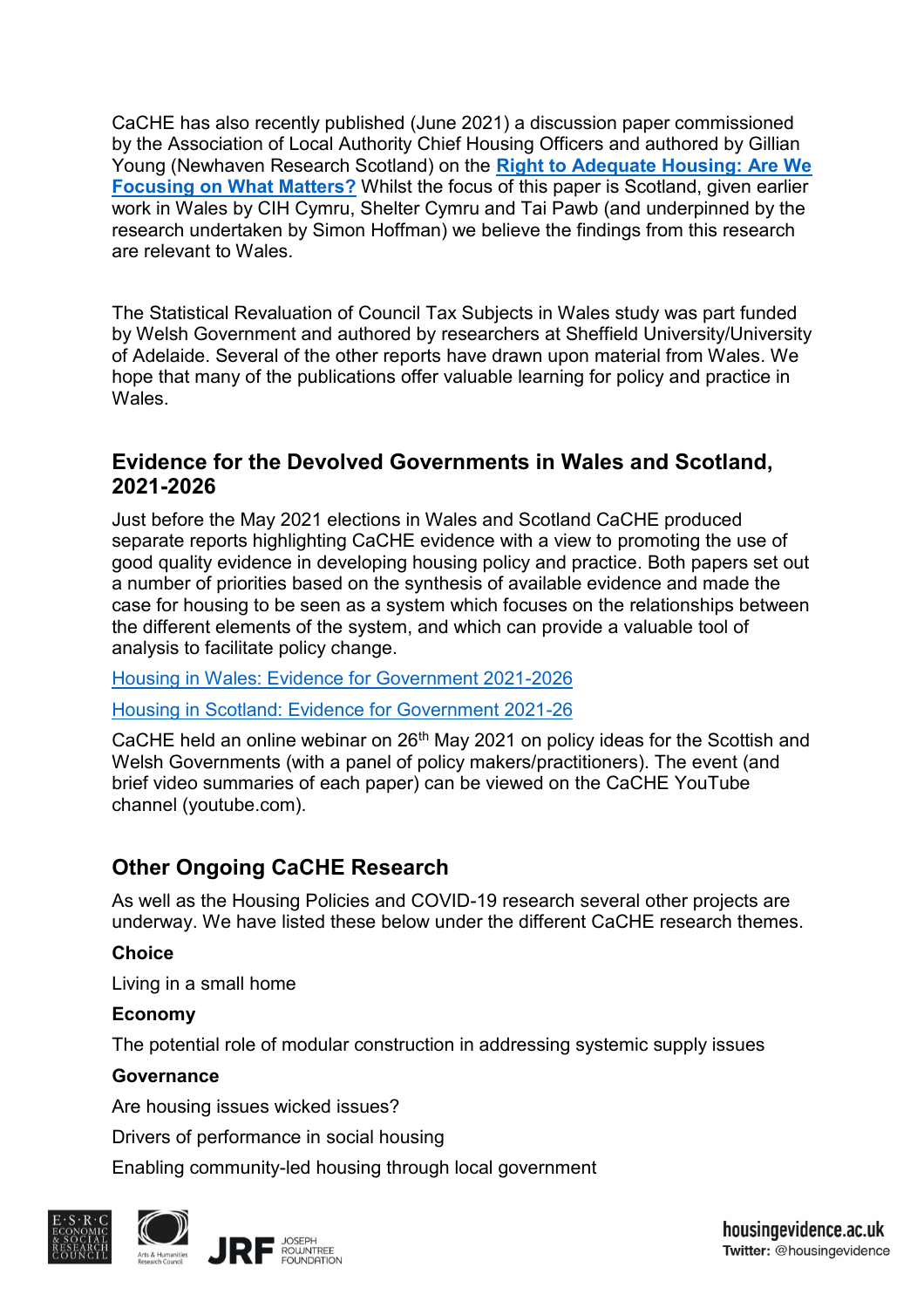CaCHE has also recently published (June 2021) a discussion paper commissioned by the Association of Local Authority Chief Housing Officers and authored by Gillian Young (Newhaven Research Scotland) on the **Right to Adequate Housing: Are We Focusing on What Matters?** Whilst the focus of this paper is Scotland, given earlier work in Wales by CIH Cymru, Shelter Cymru and Tai Pawb (and underpinned by the research undertaken by Simon Hoffman) we believe the findings from this research are relevant to Wales.

The Statistical Revaluation of Council Tax Subjects in Wales study was part funded by Welsh Government and authored by researchers at Sheffield University/University of Adelaide. Several of the other reports have drawn upon material from Wales. We hope that many of the publications offer valuable learning for policy and practice in Wales.

## Evidence for the Devolved Governments in Wales and Scotland, 2021-2026

Just before the May 2021 elections in Wales and Scotland CaCHE produced separate reports highlighting CaCHE evidence with a view to promoting the use of good quality evidence in developing housing policy and practice. Both papers set out a number of priorities based on the synthesis of available evidence and made the case for housing to be seen as a system which focuses on the relationships between the different elements of the system, and which can provide a valuable tool of analysis to facilitate policy change.

Housing in Wales: Evidence for Government 2021-2026

Housing in Scotland: Evidence for Government 2021-26

CaCHE held an online webinar on 26th May 2021 on policy ideas for the Scottish and Welsh Governments (with a panel of policy makers/practitioners). The event (and brief video summaries of each paper) can be viewed on the CaCHE YouTube channel (youtube.com).

## Other Ongoing CaCHE Research

As well as the Housing Policies and COVID-19 research several other projects are underway. We have listed these below under the different CaCHE research themes.

**Choice**

Living in a small home

**Economy**

The potential role of modular construction in addressing systemic supply issues

**Governance**

Are housing issues wicked issues?

Drivers of performance in social housing

Enabling community-led housing through local government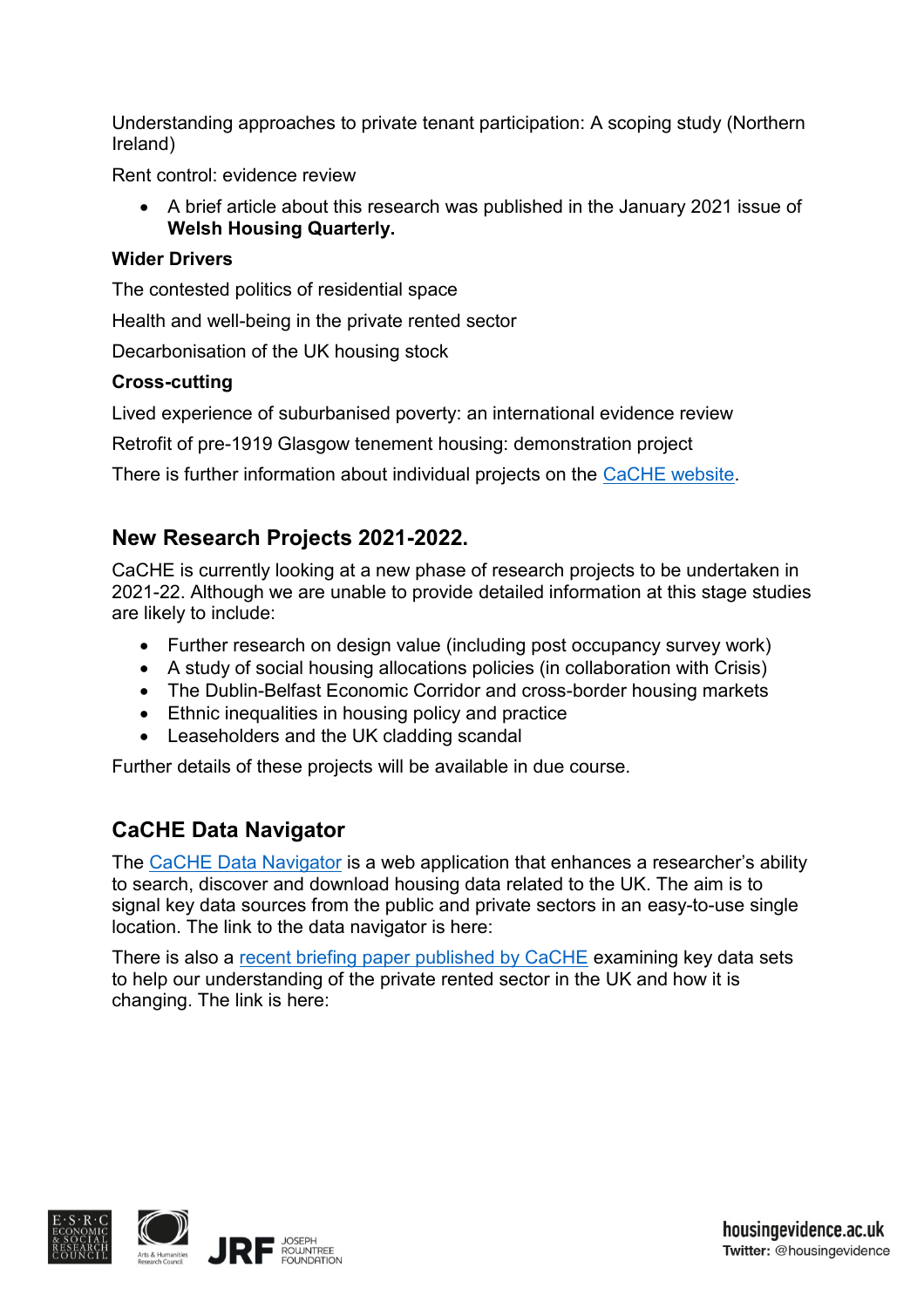Understanding approaches to private tenant participation: A scoping study (Northern Ireland)

Rent control: evidence review

- A brief article about this research was published in the January 2021 issue of **Welsh Housing Quarterly.**

**Wider Drivers**

The contested politics of residential space

Health and well-being in the private rented sector

Decarbonisation of the UK housing stock

**Cross-cutting**

Lived experience of suburbanised poverty: an international evidence review

Retrofit of pre-1919 Glasgow tenement housing: demonstration project

There is further information about individual projects on the CaCHE website.

## New Research Projects 2021-2022.

CaCHE is currently looking at a new phase of research projects to be undertaken in 2021-22. Although we are unable to provide detailed information at this stage studies are likely to include:

- Further research on design value (including post occupancy survey work)
- A study of social housing allocations policies (in collaboration with Crisis)
- The Dublin-Belfast Economic Corridor and cross-border housing markets
- Ethnic inequalities in housing policy and practice
- Leaseholders and the UK cladding scandal

Further details of these projects will be available in due course.

## CaCHE Data Navigator

The CaCHE Data Navigator is a web application that enhances a researcher's ability to search, discover and download housing data related to the UK. The aim is to signal key data sources from the public and private sectors in an easy-to-use single location. The link to the data navigator is here:

There is also a recent briefing paper published by CaCHE examining key data sets to help our understanding of the private rented sector in the UK and how it is changing. The link is here: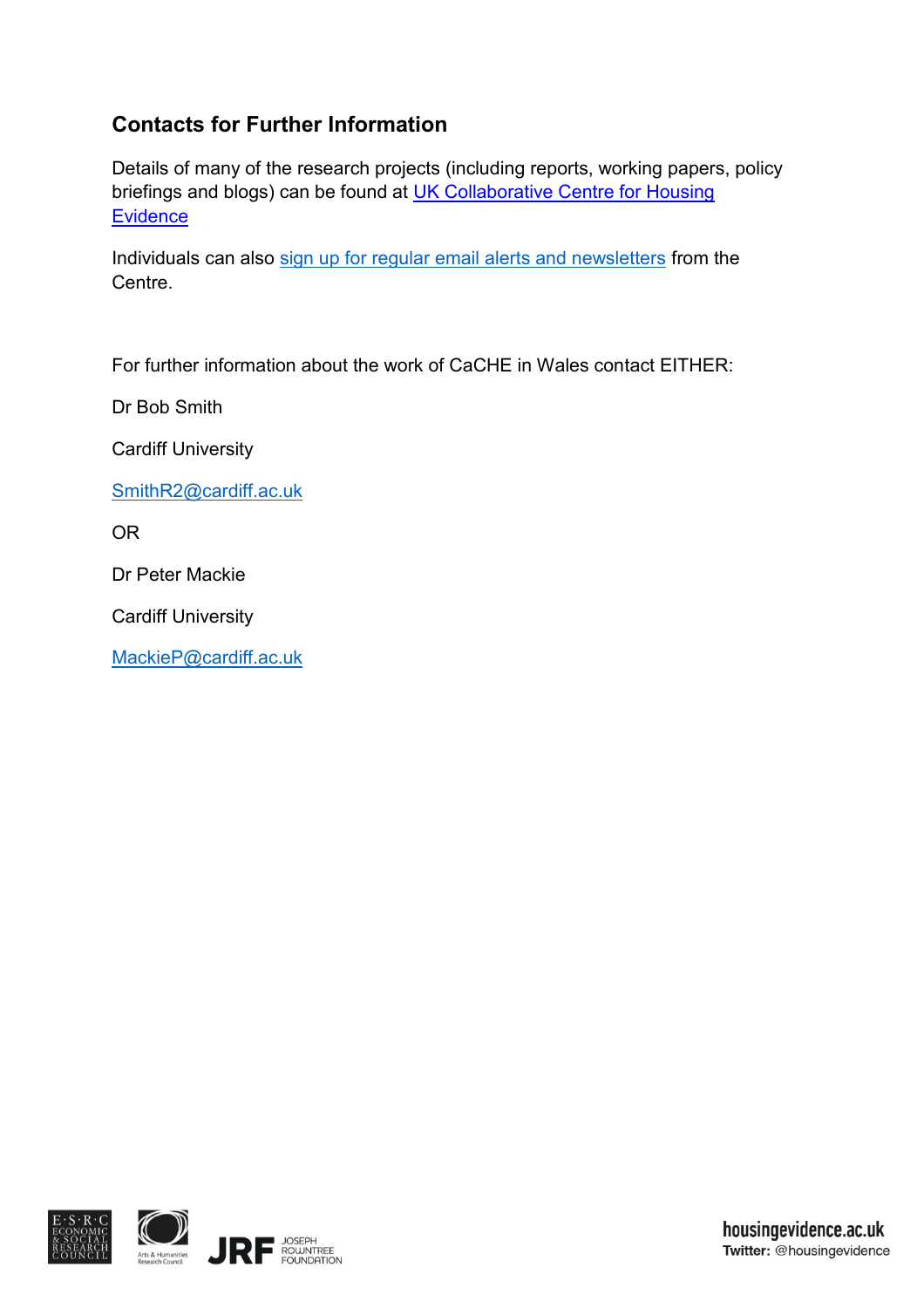## Contacts for Further Information

Details of many of the research projects (including reports, working papers, policy briefings and blogs) can be found at UK Collaborative Centre for Housing Evidence

Individuals can also sign up for regular email alerts and newsletters from the Centre.

For further information about the work of CaCHE in Wales contact EITHER:

Dr Bob Smith

Cardiff University

SmithR2@cardiff.ac.uk

OR

Dr Peter Mackie

Cardiff University

MackieP@cardiff.ac.uk